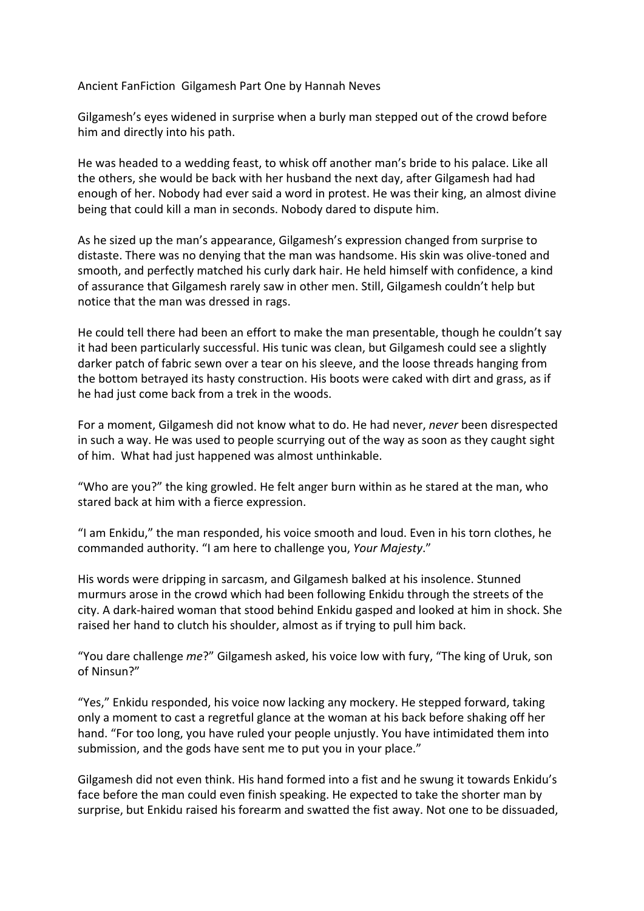Ancient FanFiction Gilgamesh Part One by Hannah Neves

Gilgamesh's eyes widened in surprise when a burly man stepped out of the crowd before him and directly into his path.

He was headed to a wedding feast, to whisk off another man's bride to his palace. Like all the others, she would be back with her husband the next day, after Gilgamesh had had enough of her. Nobody had ever said a word in protest. He was their king, an almost divine being that could kill a man in seconds. Nobody dared to dispute him.

As he sized up the man's appearance, Gilgamesh's expression changed from surprise to distaste. There was no denying that the man was handsome. His skin was olive-toned and smooth, and perfectly matched his curly dark hair. He held himself with confidence, a kind of assurance that Gilgamesh rarely saw in other men. Still, Gilgamesh couldn't help but notice that the man was dressed in rags.

He could tell there had been an effort to make the man presentable, though he couldn't say it had been particularly successful. His tunic was clean, but Gilgamesh could see a slightly darker patch of fabric sewn over a tear on his sleeve, and the loose threads hanging from the bottom betrayed its hasty construction. His boots were caked with dirt and grass, as if he had just come back from a trek in the woods.

For a moment, Gilgamesh did not know what to do. He had never, *never* been disrespected in such a way. He was used to people scurrying out of the way as soon as they caught sight of him. What had just happened was almost unthinkable.

"Who are you?" the king growled. He felt anger burn within as he stared at the man, who stared back at him with a fierce expression.

"I am Enkidu," the man responded, his voice smooth and loud. Even in his torn clothes, he commanded authority. "I am here to challenge you, *Your Majesty*."

His words were dripping in sarcasm, and Gilgamesh balked at his insolence. Stunned murmurs arose in the crowd which had been following Enkidu through the streets of the city. A dark-haired woman that stood behind Enkidu gasped and looked at him in shock. She raised her hand to clutch his shoulder, almost as if trying to pull him back.

"You dare challenge *me*?" Gilgamesh asked, his voice low with fury, "The king of Uruk, son of Ninsun?"

"Yes," Enkidu responded, his voice now lacking any mockery. He stepped forward, taking only a moment to cast a regretful glance at the woman at his back before shaking off her hand. "For too long, you have ruled your people unjustly. You have intimidated them into submission, and the gods have sent me to put you in your place."

Gilgamesh did not even think. His hand formed into a fist and he swung it towards Enkidu's face before the man could even finish speaking. He expected to take the shorter man by surprise, but Enkidu raised his forearm and swatted the fist away. Not one to be dissuaded,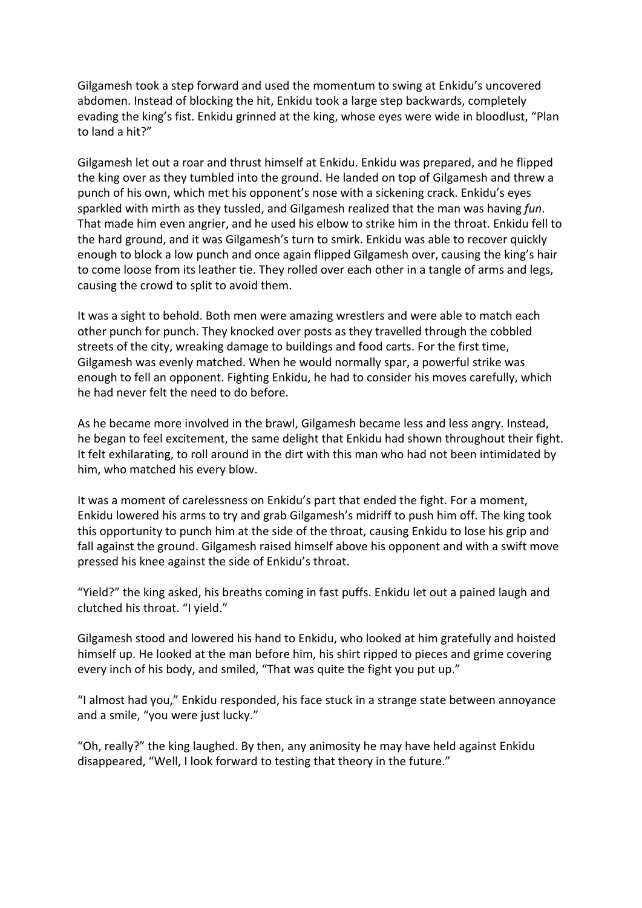Gilgamesh took a step forward and used the momentum to swing at Enkidu's uncovered abdomen. Instead of blocking the hit, Enkidu took a large step backwards, completely evading the king's fist. Enkidu grinned at the king, whose eyes were wide in bloodlust, "Plan to land a hit?"

Gilgamesh let out a roar and thrust himself at Enkidu. Enkidu was prepared, and he flipped the king over as they tumbled into the ground. He landed on top of Gilgamesh and threw a punch of his own, which met his opponent's nose with a sickening crack. Enkidu's eyes sparkled with mirth as they tussled, and Gilgamesh realized that the man was having *fun*. That made him even angrier, and he used his elbow to strike him in the throat. Enkidu fell to the hard ground, and it was Gilgamesh's turn to smirk. Enkidu was able to recover quickly enough to block a low punch and once again flipped Gilgamesh over, causing the king's hair to come loose from its leather tie. They rolled over each other in a tangle of arms and legs, causing the crowd to split to avoid them.

It was a sight to behold. Both men were amazing wrestlers and were able to match each other punch for punch. They knocked over posts as they travelled through the cobbled streets of the city, wreaking damage to buildings and food carts. For the first time, Gilgamesh was evenly matched. When he would normally spar, a powerful strike was enough to fell an opponent. Fighting Enkidu, he had to consider his moves carefully, which he had never felt the need to do before.

As he became more involved in the brawl, Gilgamesh became less and less angry. Instead, he began to feel excitement, the same delight that Enkidu had shown throughout their fight. It felt exhilarating, to roll around in the dirt with this man who had not been intimidated by him, who matched his every blow.

It was a moment of carelessness on Enkidu's part that ended the fight. For a moment, Enkidu lowered his arms to try and grab Gilgamesh's midriff to push him off. The king took this opportunity to punch him at the side of the throat, causing Enkidu to lose his grip and fall against the ground. Gilgamesh raised himself above his opponent and with a swift move pressed his knee against the side of Enkidu's throat.

"Yield?" the king asked, his breaths coming in fast puffs. Enkidu let out a pained laugh and clutched his throat. "I yield."

Gilgamesh stood and lowered his hand to Enkidu, who looked at him gratefully and hoisted himself up. He looked at the man before him, his shirt ripped to pieces and grime covering every inch of his body, and smiled, "That was quite the fight you put up."

"I almost had you," Enkidu responded, his face stuck in a strange state between annoyance and a smile, "you were just lucky."

"Oh, really?" the king laughed. By then, any animosity he may have held against Enkidu disappeared, "Well, I look forward to testing that theory in the future."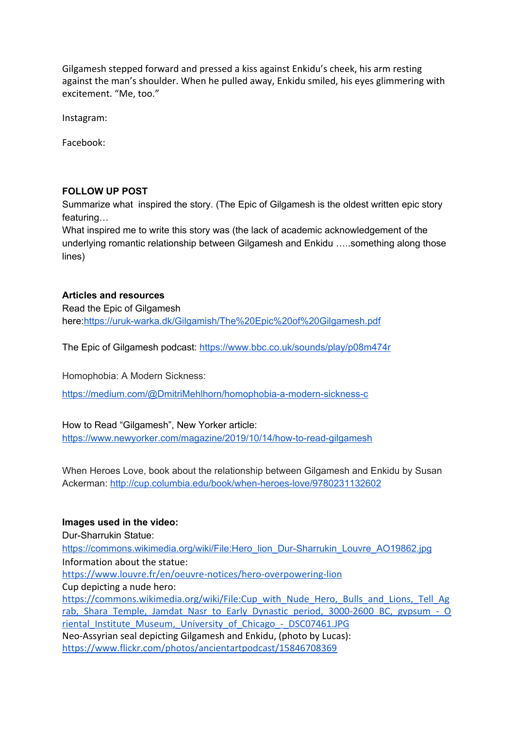Gilgamesh stepped forward and pressed a kiss against Enkidu's cheek, his arm resting against the man's shoulder. When he pulled away, Enkidu smiled, his eyes glimmering with excitement. "Me, too."

Instagram:

Facebook:

**FOLLOW UP POST**

Summarize what inspired the story. (The Epic of Gilgamesh is the oldest written epic story featuring…

What inspired me to write this story was (the lack of academic acknowledgement of the underlying romantic relationship between Gilgamesh and Enkidu …..something along those lines)

**Articles and resources**

Read the Epic of Gilgamesh here:[https://uruk-warka.dk/Gilgamish/The%20Epic%20of%20Gilgamesh.pdf](https://uruk-warka.dk/Gilgamish/The%20Epic%20of%20Gilgamesh.pdf)

The Epic of Gilgamesh podcast: [https://www.bbc.co.uk/sounds/play/p08m474r](https://www.bbc.co.uk/sounds/play/p08m474r)

Homophobia: A Modern Sickness:

[https://medium.com/@DmitriMehlhorn/homophobia-a-modern-sickness-c](https://medium.com/@DmitriMehlhorn/homophobia-a-modern-sickness-c)

How to Read "Gilgamesh", New Yorker article: [https://www.newyorker.com/magazine/2019/10/14/how-to-read-gilgamesh](https://www.newyorker.com/magazine/2019/10/14/how-to-read-gilgamesh)

When Heroes Love, book about the relationship between Gilgamesh and Enkidu by Susan Ackerman: [http://cup.columbia.edu/book/when-heroes-love/9780231132602](http://cup.columbia.edu/book/when-heroes-love/9780231132602)

**Images used in the video:**

Dur-Sharrukin Statue:
[https://commons.wikimedia.org/wiki/File:Hero_lion_Dur-Sharrukin_Louvre_AO19862.jpg](https://commons.wikimedia.org/wiki/File:Hero_lion_Dur-Sharrukin_Louvre_AO19862.jpg)
Information about the statue:
[https://www.louvre.fr/en/oeuvre-notices/hero-overpowering-lion](https://www.louvre.fr/en/oeuvre-notices/hero-overpowering-lion)
Cup depicting a nude hero:
[https://commons.wikimedia.org/wiki/File:Cup_with_Nude_Hero,_Bulls_and_Lions,_Tell_Agrab,_Shara_Temple,_Jamdat_Nasr_to_Early_Dynastic_period,_3000-2600_BC,_gypsum_-_Oriental_Institute_Museum,_University_of_Chicago_-_DSC07461.JPG](https://commons.wikimedia.org/wiki/File:Cup_with_Nude_Hero,_Bulls_and_Lions,_Tell_Agrab,_Shara_Temple,_Jamdat_Nasr_to_Early_Dynastic_period,_3000-2600_BC,_gypsum_-_Oriental_Institute_Museum,_University_of_Chicago_-_DSC07461.JPG)
Neo-Assyrian seal depicting Gilgamesh and Enkidu, (photo by Lucas):
[https://www.flickr.com/photos/ancientartpodcast/15846708369](https://www.flickr.com/photos/ancientartpodcast/15846708369)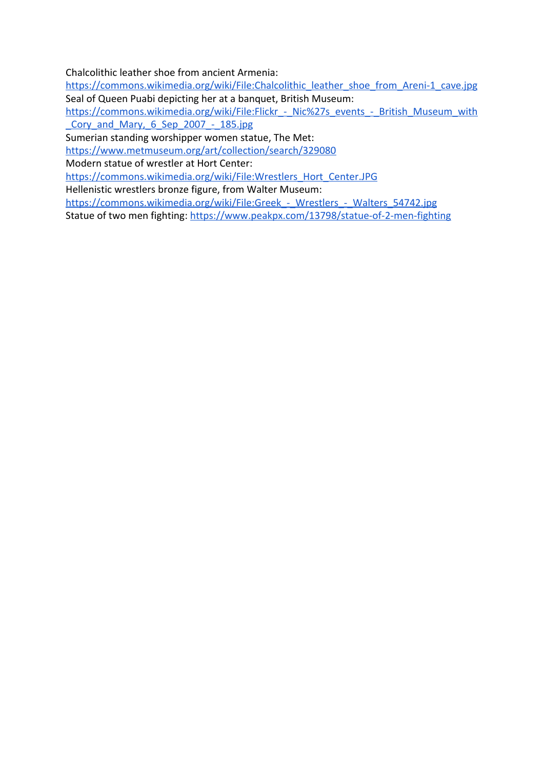Chalcolithic leather shoe from ancient Armenia:
https://commons.wikimedia.org/wiki/File:Chalcolithic_leather_shoe_from_Areni-1_cave.jpg
Seal of Queen Puabi depicting her at a banquet, British Museum:
https://commons.wikimedia.org/wiki/File:Flickr_-_Nic%27s_events_-_British_Museum_with_Cory_and_Mary,_6_Sep_2007_-_185.jpg
Sumerian standing worshipper women statue, The Met:
https://www.metmuseum.org/art/collection/search/329080
Modern statue of wrestler at Hort Center:
https://commons.wikimedia.org/wiki/File:Wrestlers_Hort_Center.JPG
Hellenistic wrestlers bronze figure, from Walter Museum:
https://commons.wikimedia.org/wiki/File:Greek_-_Wrestlers_-_Walters_54742.jpg
Statue of two men fighting: https://www.peakpx.com/13798/statue-of-2-men-fighting